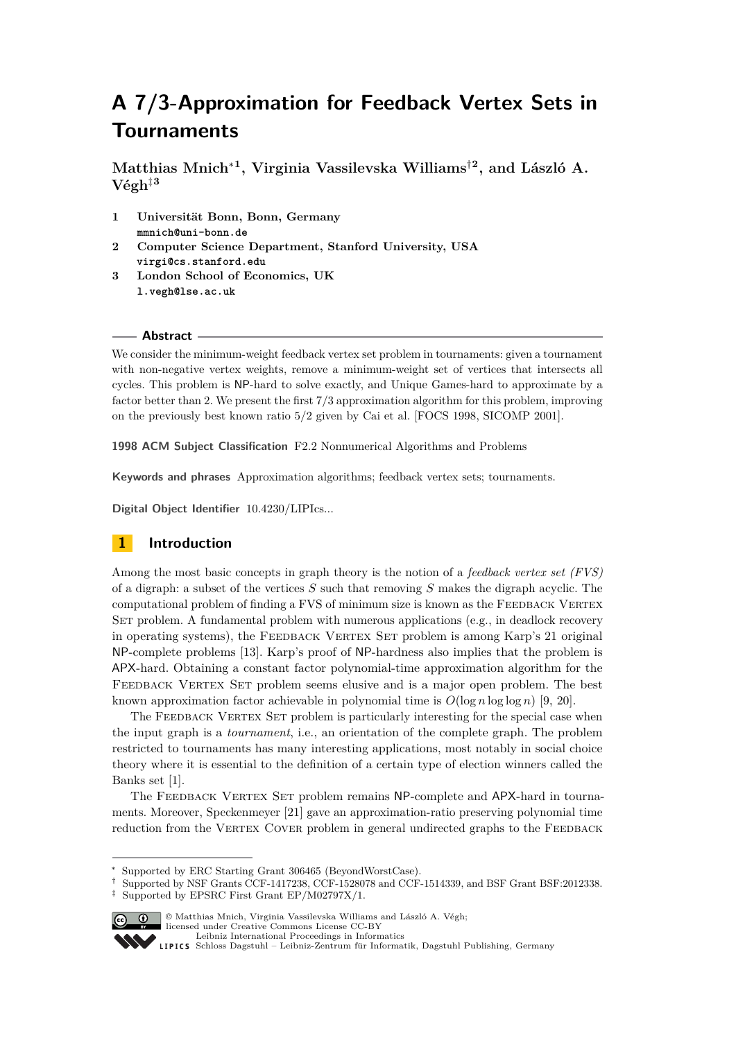# A 7/3-Approximation for Feedback Vertex Sets in Tournaments

**Matthias Mnich*[1], Virginia Vassilevska Williams†[2], and László A. Végh‡[3]**

1. **Universität Bonn, Bonn, Germany**
   mmnich@uni-bonn.de
2. **Computer Science Department, Stanford University, USA**
   virgi@cs.stanford.edu
3. **London School of Economics, UK**
   l.vegh@lse.ac.uk

## Abstract

We consider the minimum-weight feedback vertex set problem in tournaments: given a tournament with non-negative vertex weights, remove a minimum-weight set of vertices that intersects all cycles. This problem is NP-hard to solve exactly, and Unique Games-hard to approximate by a factor better than 2. We present the first 7/3 approximation algorithm for this problem, improving on the previously best known ratio 5/2 given by Cai et al. [FOCS 1998, SICOMP 2001].

**1998 ACM Subject Classification** F2.2 Nonnumerical Algorithms and Problems

**Keywords and phrases** Approximation algorithms; feedback vertex sets; tournaments.

**Digital Object Identifier** 10.4230/LIPIcs...

## 1 Introduction

Among the most basic concepts in graph theory is the notion of a *feedback vertex set (FVS)* of a digraph: a subset of the vertices $S$ such that removing $S$ makes the digraph acyclic. The computational problem of finding a FVS of minimum size is known as the Feedback Vertex Set problem. A fundamental problem with numerous applications (e.g., in deadlock recovery in operating systems), the Feedback Vertex Set problem is among Karp's 21 original NP-complete problems [13]. Karp's proof of NP-hardness also implies that the problem is APX-hard. Obtaining a constant factor polynomial-time approximation algorithm for the Feedback Vertex Set problem seems elusive and is a major open problem. The best known approximation factor achievable in polynomial time is $O(\log n \log \log n)$ [9, 20].

The Feedback Vertex Set problem is particularly interesting for the special case when the input graph is a *tournament*, i.e., an orientation of the complete graph. The problem restricted to tournaments has many interesting applications, most notably in social choice theory where it is essential to the definition of a certain type of election winners called the Banks set [1].

The Feedback Vertex Set problem remains NP-complete and APX-hard in tournaments. Moreover, Speckenmeyer [21] gave an approximation-ratio preserving polynomial time reduction from the Vertex Cover problem in general undirected graphs to the Feedback

---

* Supported by ERC Starting Grant 306465 (BeyondWorstCase).
† Supported by NSF Grants CCF-1417238, CCF-1528078 and CCF-1514339, and BSF Grant BSF:2012338.
‡ Supported by EPSRC First Grant EP/M02797X/1.

© Matthias Mnich, Virginia Vassilevska Williams and László A. Végh;
licensed under Creative Commons License CC-BY
Leibniz International Proceedings in Informatics
Schloss Dagstuhl – Leibniz-Zentrum für Informatik, Dagstuhl Publishing, Germany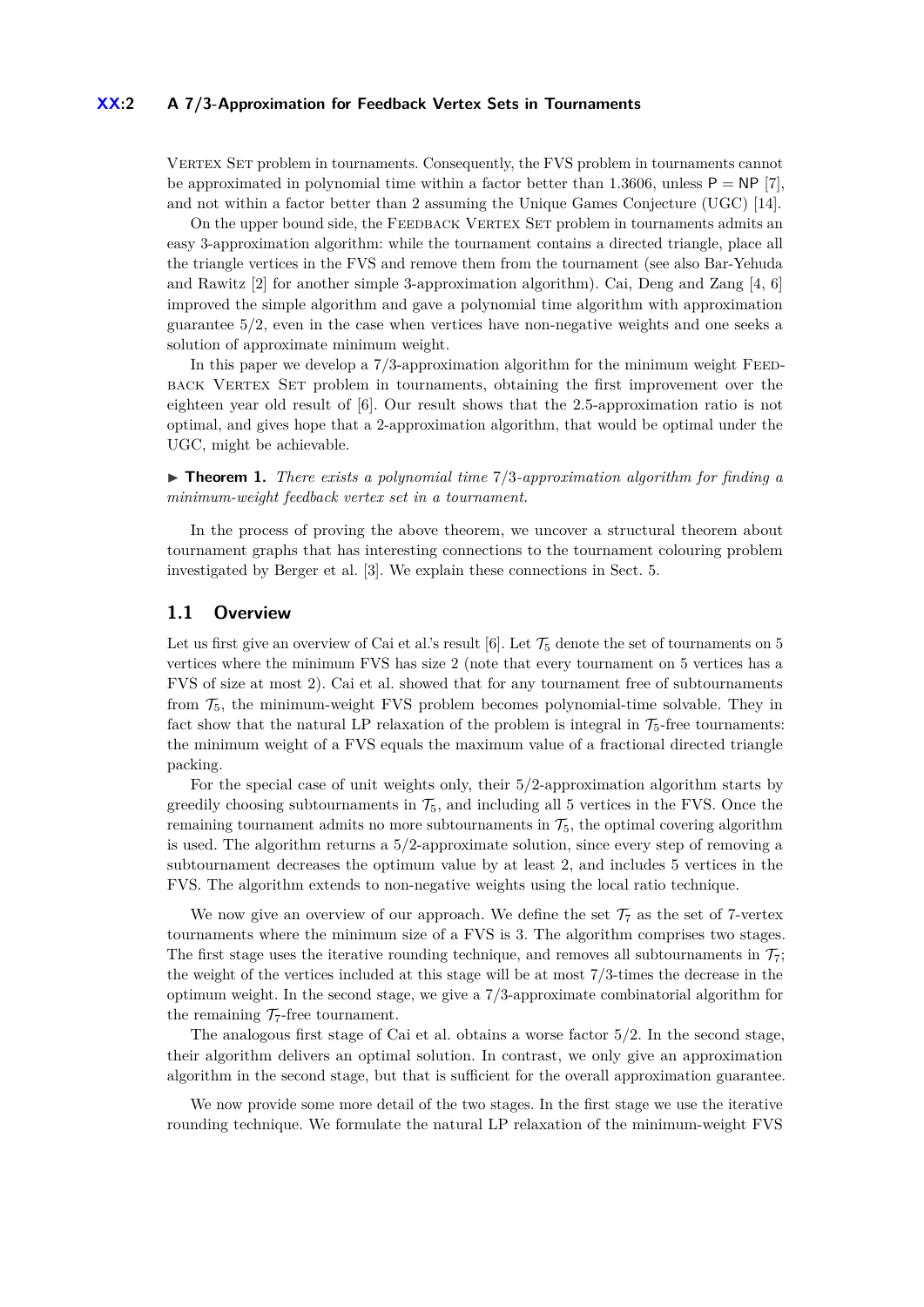Vertex Set problem in tournaments. Consequently, the FVS problem in tournaments cannot be approximated in polynomial time within a factor better than 1.3606, unless $\mathsf{P} = \mathsf{NP}$ [7], and not within a factor better than 2 assuming the Unique Games Conjecture (UGC) [14].

On the upper bound side, the Feedback Vertex Set problem in tournaments admits an easy 3-approximation algorithm: while the tournament contains a directed triangle, place all the triangle vertices in the FVS and remove them from the tournament (see also Bar-Yehuda and Rawitz [2] for another simple 3-approximation algorithm). Cai, Deng and Zang [4, 6] improved the simple algorithm and gave a polynomial time algorithm with approximation guarantee $5/2$, even in the case when vertices have non-negative weights and one seeks a solution of approximate minimum weight.

In this paper we develop a 7/3-approximation algorithm for the minimum weight Feedback Vertex Set problem in tournaments, obtaining the first improvement over the eighteen year old result of [6]. Our result shows that the 2.5-approximation ratio is not optimal, and gives hope that a 2-approximation algorithm, that would be optimal under the UGC, might be achievable.

▶ **Theorem 1.** *There exists a polynomial time* $7/3$*-approximation algorithm for finding a minimum-weight feedback vertex set in a tournament.*

In the process of proving the above theorem, we uncover a structural theorem about tournament graphs that has interesting connections to the tournament colouring problem investigated by Berger et al. [3]. We explain these connections in Sect. 5.

## 1.1 Overview

Let us first give an overview of Cai et al.'s result [6]. Let $\mathcal{T}_5$ denote the set of tournaments on 5 vertices where the minimum FVS has size 2 (note that every tournament on 5 vertices has a FVS of size at most 2). Cai et al. showed that for any tournament free of subtournaments from $\mathcal{T}_5$, the minimum-weight FVS problem becomes polynomial-time solvable. They in fact show that the natural LP relaxation of the problem is integral in $\mathcal{T}_5$-free tournaments: the minimum weight of a FVS equals the maximum value of a fractional directed triangle packing.

For the special case of unit weights only, their 5/2-approximation algorithm starts by greedily choosing subtournaments in $\mathcal{T}_5$, and including all 5 vertices in the FVS. Once the remaining tournament admits no more subtournaments in $\mathcal{T}_5$, the optimal covering algorithm is used. The algorithm returns a 5/2-approximate solution, since every step of removing a subtournament decreases the optimum value by at least 2, and includes 5 vertices in the FVS. The algorithm extends to non-negative weights using the local ratio technique.

We now give an overview of our approach. We define the set $\mathcal{T}_7$ as the set of 7-vertex tournaments where the minimum size of a FVS is 3. The algorithm comprises two stages. The first stage uses the iterative rounding technique, and removes all subtournaments in $\mathcal{T}_7$; the weight of the vertices included at this stage will be at most 7/3-times the decrease in the optimum weight. In the second stage, we give a 7/3-approximate combinatorial algorithm for the remaining $\mathcal{T}_7$-free tournament.

The analogous first stage of Cai et al. obtains a worse factor 5/2. In the second stage, their algorithm delivers an optimal solution. In contrast, we only give an approximation algorithm in the second stage, but that is sufficient for the overall approximation guarantee.

We now provide some more detail of the two stages. In the first stage we use the iterative rounding technique. We formulate the natural LP relaxation of the minimum-weight FVS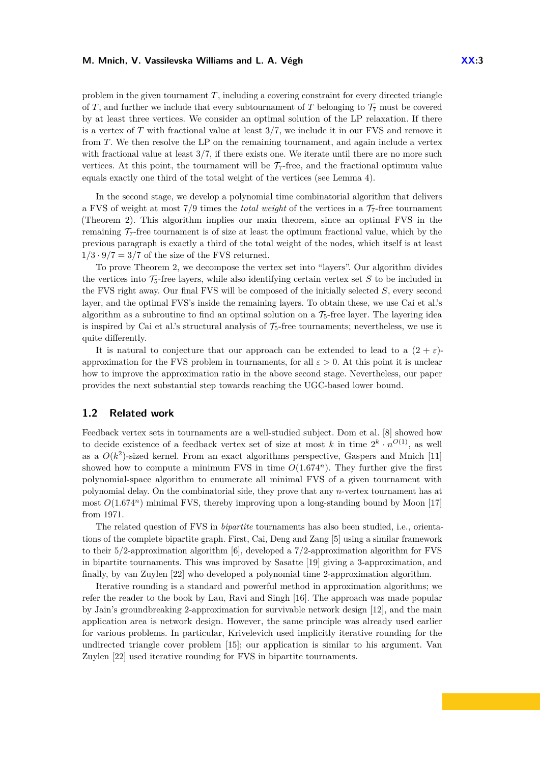problem in the given tournament $T$, including a covering constraint for every directed triangle of $T$, and further we include that every subtournament of $T$ belonging to $\mathcal{T}_7$ must be covered by at least three vertices. We consider an optimal solution of the LP relaxation. If there is a vertex of $T$ with fractional value at least $3/7$, we include it in our FVS and remove it from $T$. We then resolve the LP on the remaining tournament, and again include a vertex with fractional value at least $3/7$, if there exists one. We iterate until there are no more such vertices. At this point, the tournament will be $\mathcal{T}_7$-free, and the fractional optimum value equals exactly one third of the total weight of the vertices (see Lemma 4).

In the second stage, we develop a polynomial time combinatorial algorithm that delivers a FVS of weight at most $7/9$ times the *total weight* of the vertices in a $\mathcal{T}_7$-free tournament (Theorem 2). This algorithm implies our main theorem, since an optimal FVS in the remaining $\mathcal{T}_7$-free tournament is of size at least the optimum fractional value, which by the previous paragraph is exactly a third of the total weight of the nodes, which itself is at least $1/3 \cdot 9/7 = 3/7$ of the size of the FVS returned.

To prove Theorem 2, we decompose the vertex set into "layers". Our algorithm divides the vertices into $\mathcal{T}_5$-free layers, while also identifying certain vertex set $S$ to be included in the FVS right away. Our final FVS will be composed of the initially selected $S$, every second layer, and the optimal FVS's inside the remaining layers. To obtain these, we use Cai et al.'s algorithm as a subroutine to find an optimal solution on a $\mathcal{T}_5$-free layer. The layering idea is inspired by Cai et al.'s structural analysis of $\mathcal{T}_5$-free tournaments; nevertheless, we use it quite differently.

It is natural to conjecture that our approach can be extended to lead to a $(2 + \varepsilon)$-approximation for the FVS problem in tournaments, for all $\varepsilon > 0$. At this point it is unclear how to improve the approximation ratio in the above second stage. Nevertheless, our paper provides the next substantial step towards reaching the UGC-based lower bound.

## 1.2 Related work

Feedback vertex sets in tournaments are a well-studied subject. Dom et al. [8] showed how to decide existence of a feedback vertex set of size at most $k$ in time $2^k \cdot n^{O(1)}$, as well as a $O(k^2)$-sized kernel. From an exact algorithms perspective, Gaspers and Mnich [11] showed how to compute a minimum FVS in time $O(1.674^n)$. They further give the first polynomial-space algorithm to enumerate all minimal FVS of a given tournament with polynomial delay. On the combinatorial side, they prove that any $n$-vertex tournament has at most $O(1.674^n)$ minimal FVS, thereby improving upon a long-standing bound by Moon [17] from 1971.

The related question of FVS in *bipartite* tournaments has also been studied, i.e., orientations of the complete bipartite graph. First, Cai, Deng and Zang [5] using a similar framework to their 5/2-approximation algorithm [6], developed a 7/2-approximation algorithm for FVS in bipartite tournaments. This was improved by Sasatte [19] giving a 3-approximation, and finally, by van Zuylen [22] who developed a polynomial time 2-approximation algorithm.

Iterative rounding is a standard and powerful method in approximation algorithms; we refer the reader to the book by Lau, Ravi and Singh [16]. The approach was made popular by Jain's groundbreaking 2-approximation for survivable network design [12], and the main application area is network design. However, the same principle was already used earlier for various problems. In particular, Krivelevich used implicitly iterative rounding for the undirected triangle cover problem [15]; our application is similar to his argument. Van Zuylen [22] used iterative rounding for FVS in bipartite tournaments.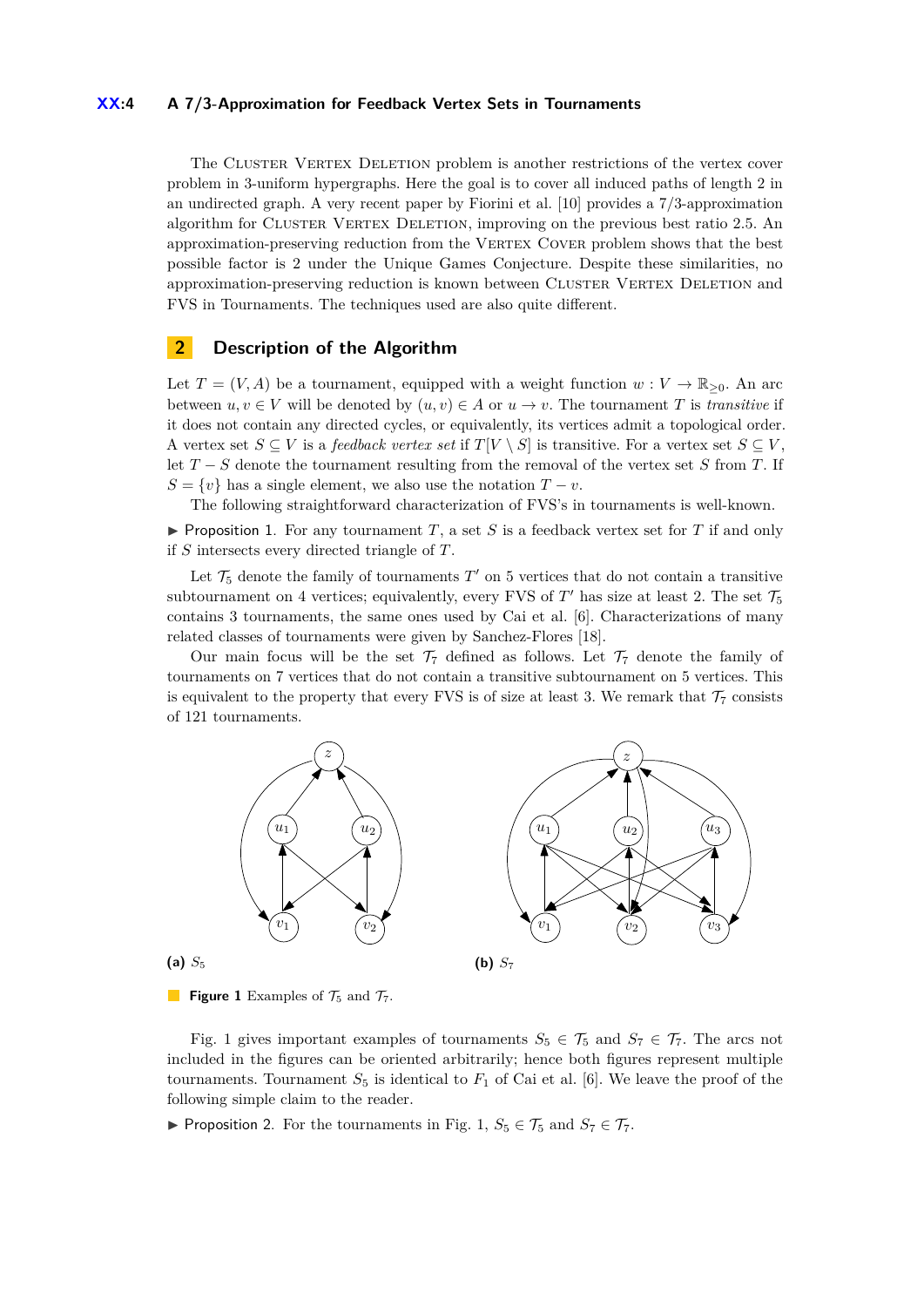The Cluster Vertex Deletion problem is another restrictions of the vertex cover problem in 3-uniform hypergraphs. Here the goal is to cover all induced paths of length 2 in an undirected graph. A very recent paper by Fiorini et al. [10] provides a 7/3-approximation algorithm for Cluster Vertex Deletion, improving on the previous best ratio 2.5. An approximation-preserving reduction from the Vertex Cover problem shows that the best possible factor is 2 under the Unique Games Conjecture. Despite these similarities, no approximation-preserving reduction is known between Cluster Vertex Deletion and FVS in Tournaments. The techniques used are also quite different.

## 2 Description of the Algorithm

Let $T = (V, A)$ be a tournament, equipped with a weight function $w : V \to \mathbb{R}_{\geq 0}$. An arc between $u, v \in V$ will be denoted by $(u, v) \in A$ or $u \to v$. The tournament $T$ is *transitive* if it does not contain any directed cycles, or equivalently, its vertices admit a topological order. A vertex set $S \subseteq V$ is a *feedback vertex set* if $T[V \setminus S]$ is transitive. For a vertex set $S \subseteq V$, let $T - S$ denote the tournament resulting from the removal of the vertex set $S$ from $T$. If $S = \{v\}$ has a single element, we also use the notation $T - v$.

The following straightforward characterization of FVS's in tournaments is well-known.

▶ Proposition 1. For any tournament $T$, a set $S$ is a feedback vertex set for $T$ if and only if $S$ intersects every directed triangle of $T$.

Let $\mathcal{T}_5$ denote the family of tournaments $T'$ on 5 vertices that do not contain a transitive subtournament on 4 vertices; equivalently, every FVS of $T'$ has size at least 2. The set $\mathcal{T}_5$ contains 3 tournaments, the same ones used by Cai et al. [6]. Characterizations of many related classes of tournaments were given by Sanchez-Flores [18].

Our main focus will be the set $\mathcal{T}_7$ defined as follows. Let $\mathcal{T}_7$ denote the family of tournaments on 7 vertices that do not contain a transitive subtournament on 5 vertices. This is equivalent to the property that every FVS is of size at least 3. We remark that $\mathcal{T}_7$ consists of 121 tournaments.

(a) $S_5$

(b) $S_7$

Figure 1 Examples of $\mathcal{T}_5$ and $\mathcal{T}_7$.

Fig. 1 gives important examples of tournaments $S_5 \in \mathcal{T}_5$ and $S_7 \in \mathcal{T}_7$. The arcs not included in the figures can be oriented arbitrarily; hence both figures represent multiple tournaments. Tournament $S_5$ is identical to $F_1$ of Cai et al. [6]. We leave the proof of the following simple claim to the reader.

▶ Proposition 2. For the tournaments in Fig. 1, $S_5 \in \mathcal{T}_5$ and $S_7 \in \mathcal{T}_7$.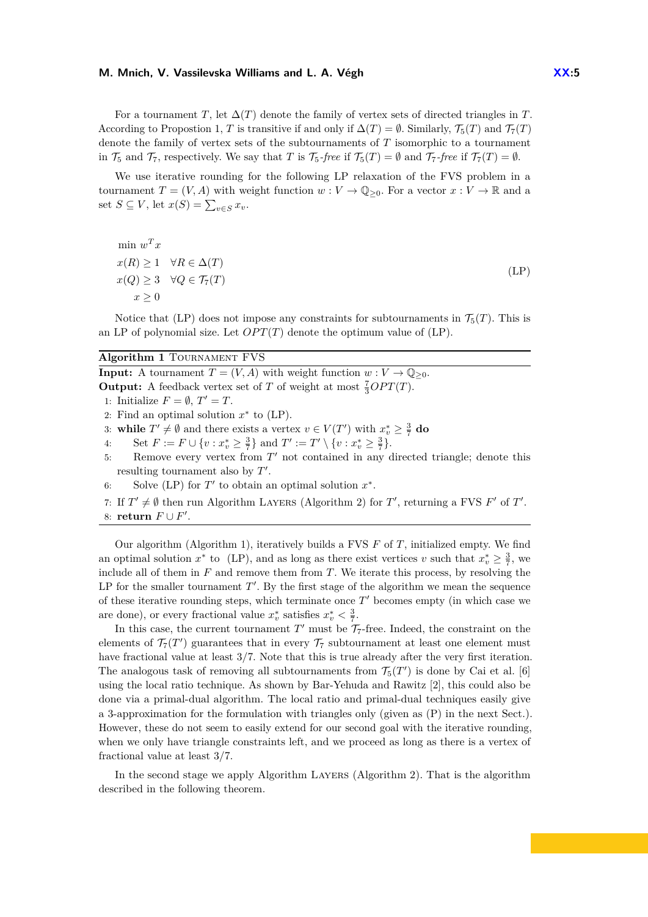For a tournament $T$, let $\Delta(T)$ denote the family of vertex sets of directed triangles in $T$. According to Propostion 1, $T$ is transitive if and only if $\Delta(T) = \emptyset$. Similarly, $\mathcal{T}_5(T)$ and $\mathcal{T}_7(T)$ denote the family of vertex sets of the subtournaments of $T$ isomorphic to a tournament in $\mathcal{T}_5$ and $\mathcal{T}_7$, respectively. We say that $T$ is $\mathcal{T}_5$*-free* if $\mathcal{T}_5(T) = \emptyset$ and $\mathcal{T}_7$*-free* if $\mathcal{T}_7(T) = \emptyset$.

We use iterative rounding for the following LP relaxation of the FVS problem in a tournament $T = (V, A)$ with weight function $w : V \to \mathbb{Q}_{\geq 0}$. For a vector $x : V \to \mathbb{R}$ and a set $S \subseteq V$, let $x(S) = \sum_{v \in S} x_v$.

$$
\begin{aligned}
&\min\ w^T x \\
&x(R) \geq 1 \quad \forall R \in \Delta(T) \\
&x(Q) \geq 3 \quad \forall Q \in \mathcal{T}_7(T) \\
&\quad\ \ x \geq 0
\end{aligned}
\tag{LP}
$$

Notice that (LP) does not impose any constraints for subtournaments in $\mathcal{T}_5(T)$. This is an LP of polynomial size. Let $OPT(T)$ denote the optimum value of (LP).

---

**Algorithm 1** Tournament FVS

---

**Input:** A tournament $T = (V, A)$ with weight function $w : V \to \mathbb{Q}_{\geq 0}$.
**Output:** A feedback vertex set of $T$ of weight at most $\frac{7}{3} OPT(T)$.

1: Initialize $F = \emptyset$, $T' = T$.
2: Find an optimal solution $x^*$ to (LP).
3: **while** $T' \neq \emptyset$ and there exists a vertex $v \in V(T')$ with $x^*_v \geq \frac{3}{7}$ **do**
4: Set $F := F \cup \{v : x^*_v \geq \frac{3}{7}\}$ and $T' := T' \setminus \{v : x^*_v \geq \frac{3}{7}\}$.
5: Remove every vertex from $T'$ not contained in any directed triangle; denote this resulting tournament also by $T'$.
6: Solve (LP) for $T'$ to obtain an optimal solution $x^*$.
7: If $T' \neq \emptyset$ then run Algorithm Layers (Algorithm 2) for $T'$, returning a FVS $F'$ of $T'$.
8: **return** $F \cup F'$.

---

Our algorithm (Algorithm 1), iteratively builds a FVS $F$ of $T$, initialized empty. We find an optimal solution $x^*$ to (LP), and as long as there exist vertices $v$ such that $x^*_v \geq \frac{3}{7}$, we include all of them in $F$ and remove them from $T$. We iterate this process, by resolving the LP for the smaller tournament $T'$. By the first stage of the algorithm we mean the sequence of these iterative rounding steps, which terminate once $T'$ becomes empty (in which case we are done), or every fractional value $x^*_v$ satisfies $x^*_v < \frac{3}{7}$.

In this case, the current tournament $T'$ must be $\mathcal{T}_7$-free. Indeed, the constraint on the elements of $\mathcal{T}_7(T')$ guarantees that in every $\mathcal{T}_7$ subtournament at least one element must have fractional value at least 3/7. Note that this is true already after the very first iteration. The analogous task of removing all subtournaments from $\mathcal{T}_5(T')$ is done by Cai et al. [6] using the local ratio technique. As shown by Bar-Yehuda and Rawitz [2], this could also be done via a primal-dual algorithm. The local ratio and primal-dual techniques easily give a 3-approximation for the formulation with triangles only (given as (P) in the next Sect.). However, these do not seem to easily extend for our second goal with the iterative rounding, when we only have triangle constraints left, and we proceed as long as there is a vertex of fractional value at least 3/7.

In the second stage we apply Algorithm Layers (Algorithm 2). That is the algorithm described in the following theorem.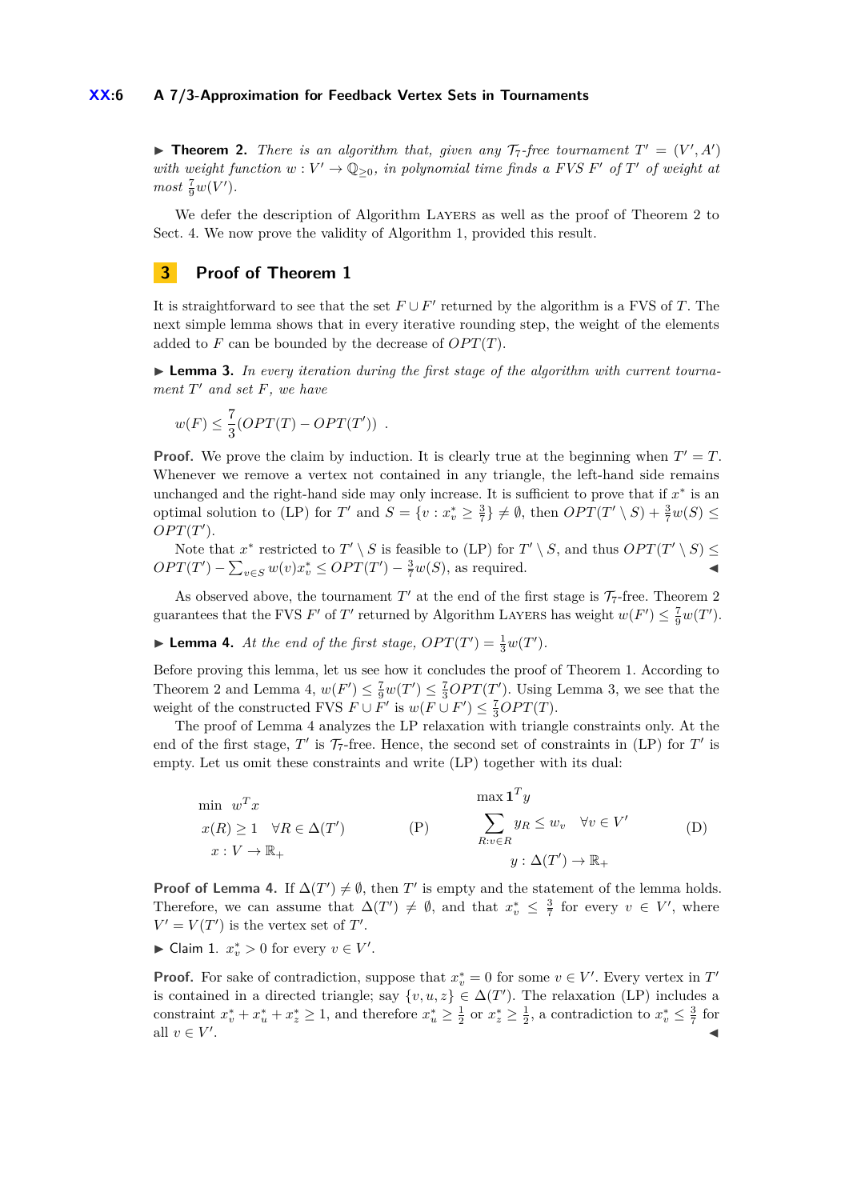▶ **Theorem 2.** *There is an algorithm that, given any $\mathcal{T}_7$-free tournament $T' = (V', A')$ with weight function $w : V' \to \mathbb{Q}_{\geq 0}$, in polynomial time finds a FVS $F'$ of $T'$ of weight at most $\frac{7}{9}w(V')$.*

We defer the description of Algorithm Layers as well as the proof of Theorem 2 to Sect. 4. We now prove the validity of Algorithm 1, provided this result.

## 3 Proof of Theorem 1

It is straightforward to see that the set $F \cup F'$ returned by the algorithm is a FVS of $T$. The next simple lemma shows that in every iterative rounding step, the weight of the elements added to $F$ can be bounded by the decrease of $OPT(T)$.

▶ **Lemma 3.** *In every iteration during the first stage of the algorithm with current tournament $T'$ and set $F$, we have*

$$w(F) \leq \frac{7}{3}(OPT(T) - OPT(T')) \ .$$

**Proof.** We prove the claim by induction. It is clearly true at the beginning when $T' = T$. Whenever we remove a vertex not contained in any triangle, the left-hand side remains unchanged and the right-hand side may only increase. It is sufficient to prove that if $x^*$ is an optimal solution to (LP) for $T'$ and $S = \{v : x^*_v \geq \frac{3}{7}\} \neq \emptyset$, then $OPT(T' \setminus S) + \frac{3}{7}w(S) \leq OPT(T')$.

Note that $x^*$ restricted to $T' \setminus S$ is feasible to (LP) for $T' \setminus S$, and thus $OPT(T' \setminus S) \leq OPT(T') - \sum_{v \in S} w(v)x^*_v \leq OPT(T') - \frac{3}{7}w(S)$, as required. ◀

As observed above, the tournament $T'$ at the end of the first stage is $\mathcal{T}_7$-free. Theorem 2 guarantees that the FVS $F'$ of $T'$ returned by Algorithm Layers has weight $w(F') \leq \frac{7}{9}w(T')$.

▶ **Lemma 4.** *At the end of the first stage, $OPT(T') = \frac{1}{3}w(T')$.*

Before proving this lemma, let us see how it concludes the proof of Theorem 1. According to Theorem 2 and Lemma 4, $w(F') \leq \frac{7}{9}w(T') \leq \frac{7}{3}OPT(T')$. Using Lemma 3, we see that the weight of the constructed FVS $F \cup F'$ is $w(F \cup F') \leq \frac{7}{3}OPT(T)$.

The proof of Lemma 4 analyzes the LP relaxation with triangle constraints only. At the end of the first stage, $T'$ is $\mathcal{T}_7$-free. Hence, the second set of constraints in (LP) for $T'$ is empty. Let us omit these constraints and write (LP) together with its dual:

$$\begin{array}{lll} \min \ w^T x & & \\ x(R) \geq 1 \quad \forall R \in \Delta(T') & \text{(P)} & \\ x : V \to \mathbb{R}_+ & & \end{array} \qquad \begin{array}{ll} \max \mathbf{1}^T y & \\ \sum_{R: v \in R} y_R \leq w_v \quad \forall v \in V' & \text{(D)} \\ y : \Delta(T') \to \mathbb{R}_+ & \end{array}$$

**Proof of Lemma 4.** If $\Delta(T') \neq \emptyset$, then $T'$ is empty and the statement of the lemma holds. Therefore, we can assume that $\Delta(T') \neq \emptyset$, and that $x^*_v \leq \frac{3}{7}$ for every $v \in V'$, where $V' = V(T')$ is the vertex set of $T'$.

▶ Claim 1. $x^*_v > 0$ for every $v \in V'$.

**Proof.** For sake of contradiction, suppose that $x^*_v = 0$ for some $v \in V'$. Every vertex in $T'$ is contained in a directed triangle; say $\{v, u, z\} \in \Delta(T')$. The relaxation (LP) includes a constraint $x^*_v + x^*_u + x^*_z \geq 1$, and therefore $x^*_u \geq \frac{1}{2}$ or $x^*_z \geq \frac{1}{2}$, a contradiction to $x^*_v \leq \frac{3}{7}$ for all $v \in V'$. ◀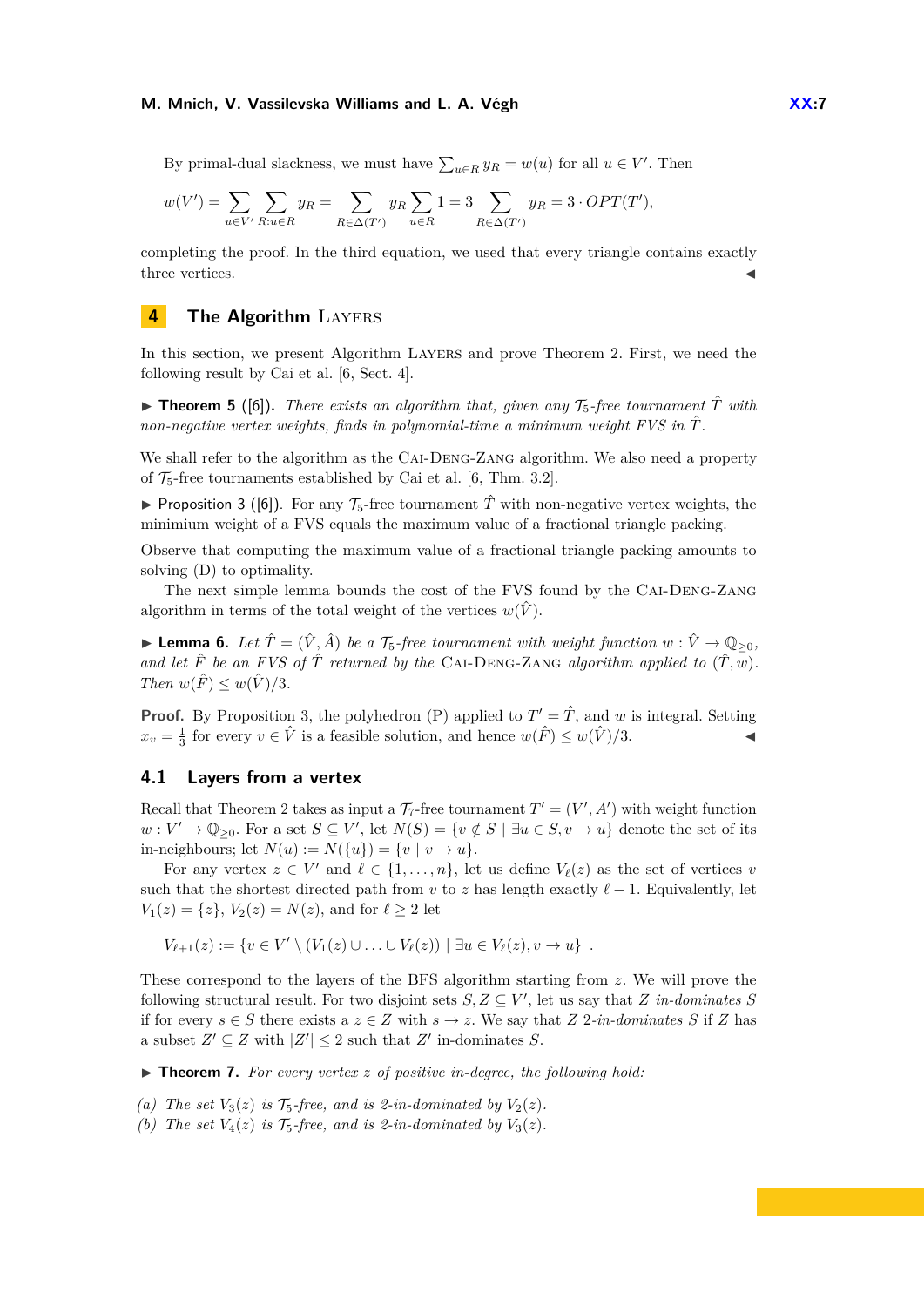By primal-dual slackness, we must have $\sum_{u \in R} y_R = w(u)$ for all $u \in V'$. Then

$$w(V') = \sum_{u \in V'} \sum_{R: u \in R} y_R = \sum_{R \in \Delta(T')} y_R \sum_{u \in R} 1 = 3 \sum_{R \in \Delta(T')} y_R = 3 \cdot OPT(T'),$$

completing the proof. In the third equation, we used that every triangle contains exactly three vertices. ◀

## 4 The Algorithm Layers

In this section, we present Algorithm Layers and prove Theorem 2. First, we need the following result by Cai et al. [6, Sect. 4].

▶ **Theorem 5** ([6]). *There exists an algorithm that, given any $\mathcal{T}_5$-free tournament $\hat{T}$ with non-negative vertex weights, finds in polynomial-time a minimum weight FVS in $\hat{T}$.*

We shall refer to the algorithm as the Cai-Deng-Zang algorithm. We also need a property of $\mathcal{T}_5$-free tournaments established by Cai et al. [6, Thm. 3.2].

▶ Proposition 3 ([6]). For any $\mathcal{T}_5$-free tournament $\hat{T}$ with non-negative vertex weights, the minimium weight of a FVS equals the maximum value of a fractional triangle packing.

Observe that computing the maximum value of a fractional triangle packing amounts to solving (D) to optimality.

The next simple lemma bounds the cost of the FVS found by the Cai-Deng-Zang algorithm in terms of the total weight of the vertices $w(\hat{V})$.

▶ **Lemma 6.** *Let $\hat{T} = (\hat{V}, \hat{A})$ be a $\mathcal{T}_5$-free tournament with weight function $w : \hat{V} \to \mathbb{Q}_{\geq 0}$, and let $\hat{F}$ be an FVS of $\hat{T}$ returned by the Cai-Deng-Zang algorithm applied to $(\hat{T}, w)$. Then $w(\hat{F}) \leq w(\hat{V})/3$.*

**Proof.** By Proposition 3, the polyhedron (P) applied to $T' = \hat{T}$, and $w$ is integral. Setting $x_v = \frac{1}{3}$ for every $v \in \hat{V}$ is a feasible solution, and hence $w(\hat{F}) \leq w(\hat{V})/3$. ◀

### 4.1 Layers from a vertex

Recall that Theorem 2 takes as input a $\mathcal{T}_7$-free tournament $T' = (V', A')$ with weight function $w : V' \to \mathbb{Q}_{\geq 0}$. For a set $S \subseteq V'$, let $N(S) = \{v \notin S \mid \exists u \in S, v \to u\}$ denote the set of its in-neighbours; let $N(u) := N(\{u\}) = \{v \mid v \to u\}$.

For any vertex $z \in V'$ and $\ell \in \{1, \ldots, n\}$, let us define $V_\ell(z)$ as the set of vertices $v$ such that the shortest directed path from $v$ to $z$ has length exactly $\ell - 1$. Equivalently, let $V_1(z) = \{z\}$, $V_2(z) = N(z)$, and for $\ell \geq 2$ let

$$V_{\ell+1}(z) := \{v \in V' \setminus (V_1(z) \cup \ldots \cup V_\ell(z)) \mid \exists u \in V_\ell(z), v \to u\} \ .$$

These correspond to the layers of the BFS algorithm starting from $z$. We will prove the following structural result. For two disjoint sets $S, Z \subseteq V'$, let us say that $Z$ *in-dominates* $S$ if for every $s \in S$ there exists a $z \in Z$ with $s \to z$. We say that $Z$ *2-in-dominates* $S$ if $Z$ has a subset $Z' \subseteq Z$ with $|Z'| \leq 2$ such that $Z'$ in-dominates $S$.

▶ **Theorem 7.** *For every vertex $z$ of positive in-degree, the following hold:*

*(a) The set $V_3(z)$ is $\mathcal{T}_5$-free, and is 2-in-dominated by $V_2(z)$.*
*(b) The set $V_4(z)$ is $\mathcal{T}_5$-free, and is 2-in-dominated by $V_3(z)$.*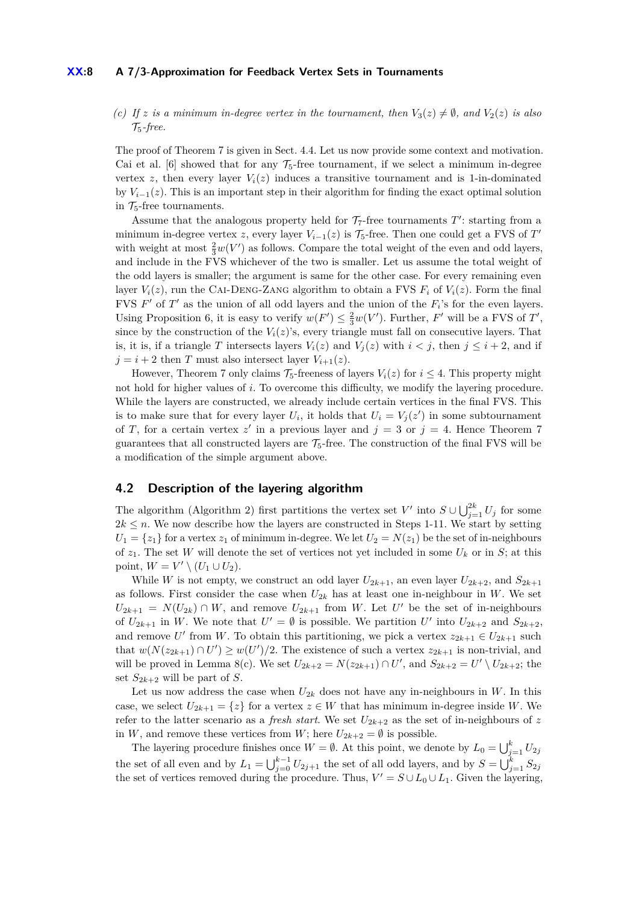*(c) If $z$ is a minimum in-degree vertex in the tournament, then $V_3(z) \neq \emptyset$, and $V_2(z)$ is also $\mathcal{T}_5$-free.*

The proof of Theorem 7 is given in Sect. 4.4. Let us now provide some context and motivation. Cai et al. [6] showed that for any $\mathcal{T}_5$-free tournament, if we select a minimum in-degree vertex $z$, then every layer $V_i(z)$ induces a transitive tournament and is 1-in-dominated by $V_{i-1}(z)$. This is an important step in their algorithm for finding the exact optimal solution in $\mathcal{T}_5$-free tournaments.

Assume that the analogous property held for $\mathcal{T}_7$-free tournaments $T'$: starting from a minimum in-degree vertex $z$, every layer $V_{i-1}(z)$ is $\mathcal{T}_5$-free. Then one could get a FVS of $T'$ with weight at most $\frac{2}{3}w(V')$ as follows. Compare the total weight of the even and odd layers, and include in the FVS whichever of the two is smaller. Let us assume the total weight of the odd layers is smaller; the argument is same for the other case. For every remaining even layer $V_i(z)$, run the Cai-Deng-Zang algorithm to obtain a FVS $F_i$ of $V_i(z)$. Form the final FVS $F'$ of $T'$ as the union of all odd layers and the union of the $F_i$'s for the even layers. Using Proposition 6, it is easy to verify $w(F') \leq \frac{2}{3}w(V')$. Further, $F'$ will be a FVS of $T'$, since by the construction of the $V_i(z)$'s, every triangle must fall on consecutive layers. That is, it is, if a triangle $T$ intersects layers $V_i(z)$ and $V_j(z)$ with $i < j$, then $j \leq i + 2$, and if $j = i + 2$ then $T$ must also intersect layer $V_{i+1}(z)$.

However, Theorem 7 only claims $\mathcal{T}_5$-freeness of layers $V_i(z)$ for $i \leq 4$. This property might not hold for higher values of $i$. To overcome this difficulty, we modify the layering procedure. While the layers are constructed, we already include certain vertices in the final FVS. This is to make sure that for every layer $U_i$, it holds that $U_i = V_j(z')$ in some subtournament of $T$, for a certain vertex $z'$ in a previous layer and $j = 3$ or $j = 4$. Hence Theorem 7 guarantees that all constructed layers are $\mathcal{T}_5$-free. The construction of the final FVS will be a modification of the simple argument above.

## 4.2 Description of the layering algorithm

The algorithm (Algorithm 2) first partitions the vertex set $V'$ into $S \cup \bigcup_{j=1}^{2k} U_j$ for some $2k \leq n$. We now describe how the layers are constructed in Steps 1-11. We start by setting $U_1 = \{z_1\}$ for a vertex $z_1$ of minimum in-degree. We let $U_2 = N(z_1)$ be the set of in-neighbours of $z_1$. The set $W$ will denote the set of vertices not yet included in some $U_k$ or in $S$; at this point, $W = V' \setminus (U_1 \cup U_2)$.

While $W$ is not empty, we construct an odd layer $U_{2k+1}$, an even layer $U_{2k+2}$, and $S_{2k+1}$ as follows. First consider the case when $U_{2k}$ has at least one in-neighbour in $W$. We set $U_{2k+1} = N(U_{2k}) \cap W$, and remove $U_{2k+1}$ from $W$. Let $U'$ be the set of in-neighbours of $U_{2k+1}$ in $W$. We note that $U' = \emptyset$ is possible. We partition $U'$ into $U_{2k+2}$ and $S_{2k+2}$, and remove $U'$ from $W$. To obtain this partitioning, we pick a vertex $z_{2k+1} \in U_{2k+1}$ such that $w(N(z_{2k+1}) \cap U') \geq w(U')/2$. The existence of such a vertex $z_{2k+1}$ is non-trivial, and will be proved in Lemma 8(c). We set $U_{2k+2} = N(z_{2k+1}) \cap U'$, and $S_{2k+2} = U' \setminus U_{2k+2}$; the set $S_{2k+2}$ will be part of $S$.

Let us now address the case when $U_{2k}$ does not have any in-neighbours in $W$. In this case, we select $U_{2k+1} = \{z\}$ for a vertex $z \in W$ that has minimum in-degree inside $W$. We refer to the latter scenario as a *fresh start*. We set $U_{2k+2}$ as the set of in-neighbours of $z$ in $W$, and remove these vertices from $W$; here $U_{2k+2} = \emptyset$ is possible.

The layering procedure finishes once $W = \emptyset$. At this point, we denote by $L_0 = \bigcup_{j=1}^{k} U_{2j}$ the set of all even and by $L_1 = \bigcup_{j=0}^{k-1} U_{2j+1}$ the set of all odd layers, and by $S = \bigcup_{j=1}^{k} S_{2j}$ the set of vertices removed during the procedure. Thus, $V' = S \cup L_0 \cup L_1$. Given the layering,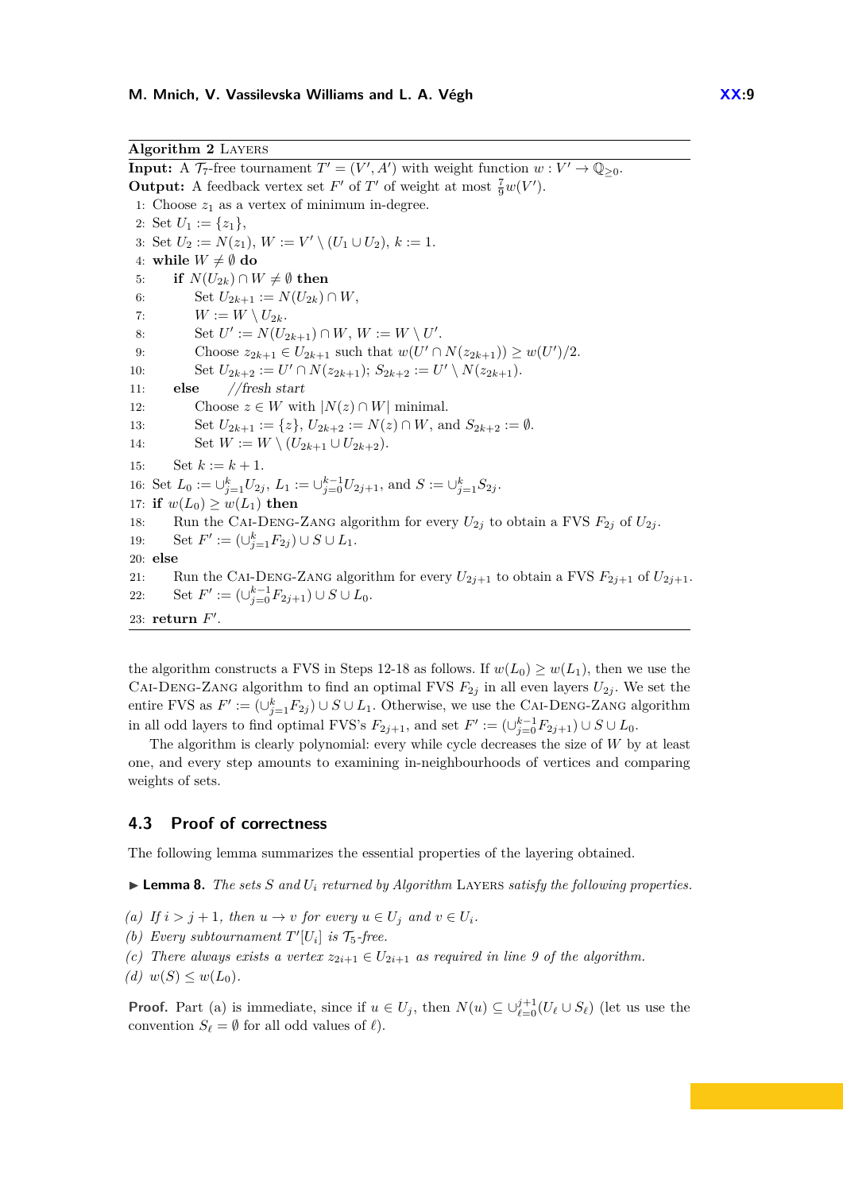**Algorithm 2** LAYERS

**Input:** A $\mathcal{T}_7$-free tournament $T' = (V', A')$ with weight function $w : V' \to \mathbb{Q}_{\geq 0}$.
**Output:** A feedback vertex set $F'$ of $T'$ of weight at most $\frac{7}{9}w(V')$.

```
1: Choose z_1 as a vertex of minimum in-degree.
2: Set U_1 := {z_1},
3: Set U_2 := N(z_1), W := V' \ (U_1 ∪ U_2), k := 1.
4: while W ≠ ∅ do
5:     if N(U_{2k}) ∩ W ≠ ∅ then
6:         Set U_{2k+1} := N(U_{2k}) ∩ W,
7:         W := W \ U_{2k}.
8:         Set U' := N(U_{2k+1}) ∩ W, W := W \ U'.
9:         Choose z_{2k+1} ∈ U_{2k+1} such that w(U' ∩ N(z_{2k+1})) ≥ w(U')/2.
10:        Set U_{2k+2} := U' ∩ N(z_{2k+1}); S_{2k+2} := U' \ N(z_{2k+1}).
11:    else    //fresh start
12:        Choose z ∈ W with |N(z) ∩ W| minimal.
13:        Set U_{2k+1} := {z}, U_{2k+2} := N(z) ∩ W, and S_{2k+2} := ∅.
14:        Set W := W \ (U_{2k+1} ∪ U_{2k+2}).
15:    Set k := k + 1.
16: Set L_0 := ∪_{j=1}^{k} U_{2j}, L_1 := ∪_{j=0}^{k-1} U_{2j+1}, and S := ∪_{j=1}^{k} S_{2j}.
17: if w(L_0) ≥ w(L_1) then
18:    Run the CAI-DENG-ZANG algorithm for every U_{2j} to obtain a FVS F_{2j} of U_{2j}.
19:    Set F' := (∪_{j=1}^{k} F_{2j}) ∪ S ∪ L_1.
20: else
21:    Run the CAI-DENG-ZANG algorithm for every U_{2j+1} to obtain a FVS F_{2j+1} of U_{2j+1}.
22:    Set F' := (∪_{j=0}^{k-1} F_{2j+1}) ∪ S ∪ L_0.
23: return F'.
```

the algorithm constructs a FVS in Steps 12-18 as follows. If $w(L_0) \geq w(L_1)$, then we use the CAI-DENG-ZANG algorithm to find an optimal FVS $F_{2j}$ in all even layers $U_{2j}$. We set the entire FVS as $F' := (\cup_{j=1}^{k} F_{2j}) \cup S \cup L_1$. Otherwise, we use the CAI-DENG-ZANG algorithm in all odd layers to find optimal FVS's $F_{2j+1}$, and set $F' := (\cup_{j=0}^{k-1} F_{2j+1}) \cup S \cup L_0$.

The algorithm is clearly polynomial: every while cycle decreases the size of $W$ by at least one, and every step amounts to examining in-neighbourhoods of vertices and comparing weights of sets.

## 4.3 Proof of correctness

The following lemma summarizes the essential properties of the layering obtained.

▶ **Lemma 8.** *The sets $S$ and $U_i$ returned by Algorithm* LAYERS *satisfy the following properties.*

*(a) If $i > j + 1$, then $u \to v$ for every $u \in U_j$ and $v \in U_i$.*
*(b) Every subtournament $T'[U_i]$ is $\mathcal{T}_5$-free.*
*(c) There always exists a vertex $z_{2i+1} \in U_{2i+1}$ as required in line 9 of the algorithm.*
*(d) $w(S) \leq w(L_0)$.*

**Proof.** Part (a) is immediate, since if $u \in U_j$, then $N(u) \subseteq \cup_{\ell=0}^{j+1}(U_\ell \cup S_\ell)$ (let us use the convention $S_\ell = \emptyset$ for all odd values of $\ell$).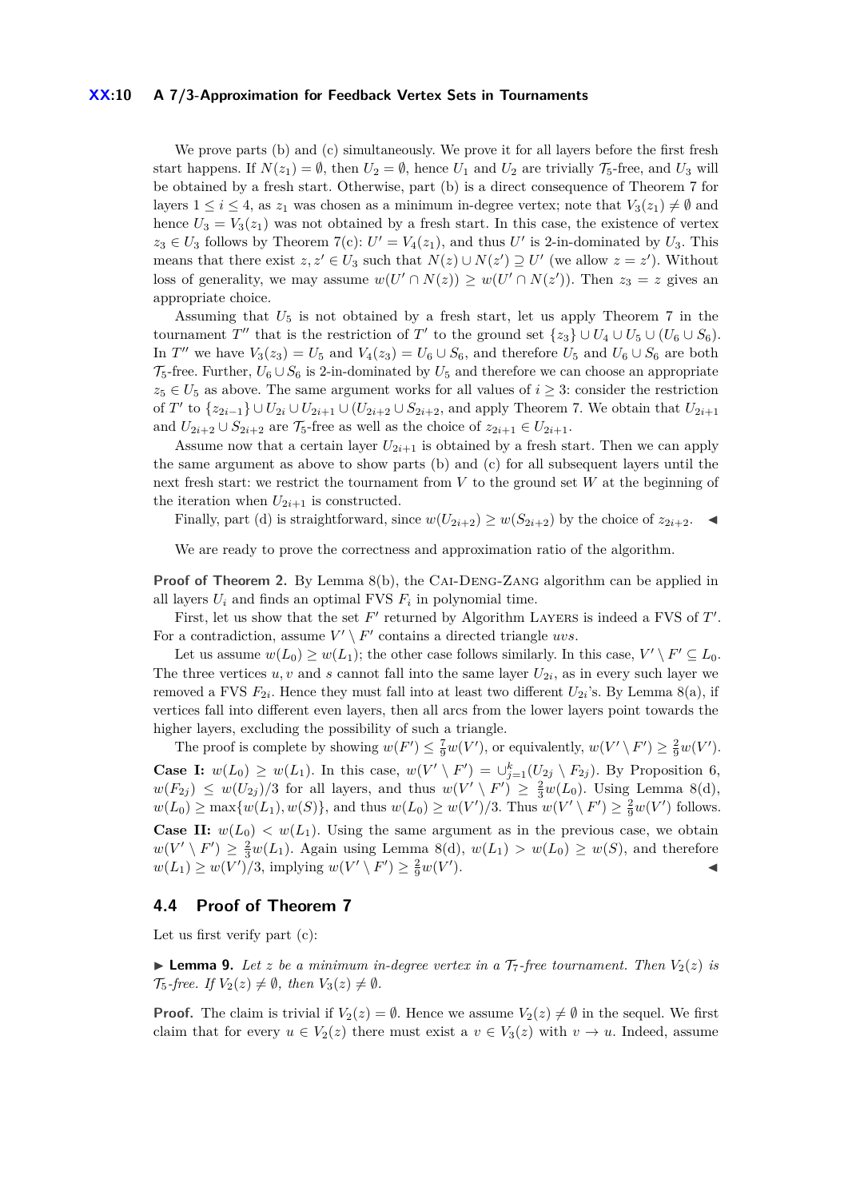We prove parts (b) and (c) simultaneously. We prove it for all layers before the first fresh start happens. If $N(z_1) = \emptyset$, then $U_2 = \emptyset$, hence $U_1$ and $U_2$ are trivially $\mathcal{T}_5$-free, and $U_3$ will be obtained by a fresh start. Otherwise, part (b) is a direct consequence of Theorem 7 for layers $1 \leq i \leq 4$, as $z_1$ was chosen as a minimum in-degree vertex; note that $V_3(z_1) \neq \emptyset$ and hence $U_3 = V_3(z_1)$ was not obtained by a fresh start. In this case, the existence of vertex $z_3 \in U_3$ follows by Theorem 7(c): $U' = V_4(z_1)$, and thus $U'$ is 2-in-dominated by $U_3$. This means that there exist $z, z' \in U_3$ such that $N(z) \cup N(z') \supseteq U'$ (we allow $z = z'$). Without loss of generality, we may assume $w(U' \cap N(z)) \geq w(U' \cap N(z'))$. Then $z_3 = z$ gives an appropriate choice.

Assuming that $U_5$ is not obtained by a fresh start, let us apply Theorem 7 in the tournament $T''$ that is the restriction of $T'$ to the ground set $\{z_3\} \cup U_4 \cup U_5 \cup (U_6 \cup S_6)$. In $T''$ we have $V_3(z_3) = U_5$ and $V_4(z_3) = U_6 \cup S_6$, and therefore $U_5$ and $U_6 \cup S_6$ are both $\mathcal{T}_5$-free. Further, $U_6 \cup S_6$ is 2-in-dominated by $U_5$ and therefore we can choose an appropriate $z_5 \in U_5$ as above. The same argument works for all values of $i \geq 3$: consider the restriction of $T'$ to $\{z_{2i-1}\} \cup U_{2i} \cup U_{2i+1} \cup (U_{2i+2} \cup S_{2i+2}$, and apply Theorem 7. We obtain that $U_{2i+1}$ and $U_{2i+2} \cup S_{2i+2}$ are $\mathcal{T}_5$-free as well as the choice of $z_{2i+1} \in U_{2i+1}$.

Assume now that a certain layer $U_{2i+1}$ is obtained by a fresh start. Then we can apply the same argument as above to show parts (b) and (c) for all subsequent layers until the next fresh start: we restrict the tournament from $V$ to the ground set $W$ at the beginning of the iteration when $U_{2i+1}$ is constructed.

Finally, part (d) is straightforward, since $w(U_{2i+2}) \geq w(S_{2i+2})$ by the choice of $z_{2i+2}$. ◀

We are ready to prove the correctness and approximation ratio of the algorithm.

**Proof of Theorem 2.** By Lemma 8(b), the Cai-Deng-Zang algorithm can be applied in all layers $U_i$ and finds an optimal FVS $F_i$ in polynomial time.

First, let us show that the set $F'$ returned by Algorithm Layers is indeed a FVS of $T'$. For a contradiction, assume $V' \setminus F'$ contains a directed triangle $uvs$.

Let us assume $w(L_0) \geq w(L_1)$; the other case follows similarly. In this case, $V' \setminus F' \subseteq L_0$. The three vertices $u, v$ and $s$ cannot fall into the same layer $U_{2i}$, as in every such layer we removed a FVS $F_{2i}$. Hence they must fall into at least two different $U_{2i}$'s. By Lemma 8(a), if vertices fall into different even layers, then all arcs from the lower layers point towards the higher layers, excluding the possibility of such a triangle.

The proof is complete by showing $w(F') \leq \frac{7}{9}w(V')$, or equivalently, $w(V' \setminus F') \geq \frac{2}{9}w(V')$.

**Case I:** $w(L_0) \geq w(L_1)$. In this case, $w(V' \setminus F') = \cup_{j=1}^{k}(U_{2j} \setminus F_{2j})$. By Proposition 6, $w(F_{2j}) \leq w(U_{2j})/3$ for all layers, and thus $w(V' \setminus F') \geq \frac{2}{3}w(L_0)$. Using Lemma 8(d), $w(L_0) \geq \max\{w(L_1), w(S)\}$, and thus $w(L_0) \geq w(V')/3$. Thus $w(V' \setminus F') \geq \frac{2}{9}w(V')$ follows.

**Case II:** $w(L_0) < w(L_1)$. Using the same argument as in the previous case, we obtain $w(V' \setminus F') \geq \frac{2}{3}w(L_1)$. Again using Lemma 8(d), $w(L_1) > w(L_0) \geq w(S)$, and therefore $w(L_1) \geq w(V')/3$, implying $w(V' \setminus F') \geq \frac{2}{9}w(V')$. ◀

## 4.4 Proof of Theorem 7

Let us first verify part (c):

▶ **Lemma 9.** *Let $z$ be a minimum in-degree vertex in a $\mathcal{T}_7$-free tournament. Then $V_2(z)$ is $\mathcal{T}_5$-free. If $V_2(z) \neq \emptyset$, then $V_3(z) \neq \emptyset$.*

**Proof.** The claim is trivial if $V_2(z) = \emptyset$. Hence we assume $V_2(z) \neq \emptyset$ in the sequel. We first claim that for every $u \in V_2(z)$ there must exist a $v \in V_3(z)$ with $v \to u$. Indeed, assume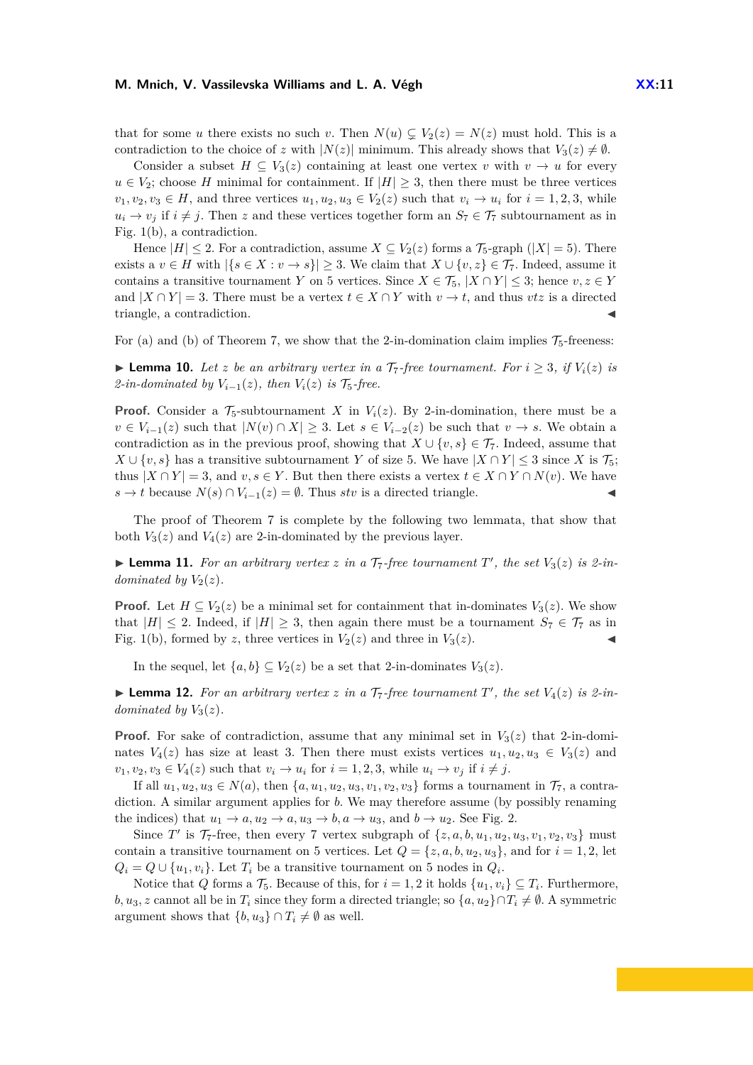that for some $u$ there exists no such $v$. Then $N(u) \subsetneq V_2(z) = N(z)$ must hold. This is a contradiction to the choice of $z$ with $|N(z)|$ minimum. This already shows that $V_3(z) \neq \emptyset$.

Consider a subset $H \subseteq V_3(z)$ containing at least one vertex $v$ with $v \to u$ for every $u \in V_2$; choose $H$ minimal for containment. If $|H| \geq 3$, then there must be three vertices $v_1, v_2, v_3 \in H$, and three vertices $u_1, u_2, u_3 \in V_2(z)$ such that $v_i \to u_i$ for $i = 1, 2, 3$, while $u_i \to v_j$ if $i \neq j$. Then $z$ and these vertices together form an $S_7 \in \mathcal{T}_7$ subtournament as in Fig. 1(b), a contradiction.

Hence $|H| \leq 2$. For a contradiction, assume $X \subseteq V_2(z)$ forms a $\mathcal{T}_5$-graph ($|X| = 5$). There exists a $v \in H$ with $|\{s \in X : v \to s\}| \geq 3$. We claim that $X \cup \{v, z\} \in \mathcal{T}_7$. Indeed, assume it contains a transitive tournament $Y$ on 5 vertices. Since $X \in \mathcal{T}_5$, $|X \cap Y| \leq 3$; hence $v, z \in Y$ and $|X \cap Y| = 3$. There must be a vertex $t \in X \cap Y$ with $v \to t$, and thus $vtz$ is a directed triangle, a contradiction. ◀

For (a) and (b) of Theorem 7, we show that the 2-in-domination claim implies $\mathcal{T}_5$-freeness:

▶ **Lemma 10.** *Let $z$ be an arbitrary vertex in a $\mathcal{T}_7$-free tournament. For $i \geq 3$, if $V_i(z)$ is 2-in-dominated by $V_{i-1}(z)$, then $V_i(z)$ is $\mathcal{T}_5$-free.*

**Proof.** Consider a $\mathcal{T}_5$-subtournament $X$ in $V_i(z)$. By 2-in-domination, there must be a $v \in V_{i-1}(z)$ such that $|N(v) \cap X| \geq 3$. Let $s \in V_{i-2}(z)$ be such that $v \to s$. We obtain a contradiction as in the previous proof, showing that $X \cup \{v, s\} \in \mathcal{T}_7$. Indeed, assume that $X \cup \{v, s\}$ has a transitive subtournament $Y$ of size 5. We have $|X \cap Y| \leq 3$ since $X$ is $\mathcal{T}_5$; thus $|X \cap Y| = 3$, and $v, s \in Y$. But then there exists a vertex $t \in X \cap Y \cap N(v)$. We have $s \to t$ because $N(s) \cap V_{i-1}(z) = \emptyset$. Thus $stv$ is a directed triangle. ◀

The proof of Theorem 7 is complete by the following two lemmata, that show that both $V_3(z)$ and $V_4(z)$ are 2-in-dominated by the previous layer.

▶ **Lemma 11.** *For an arbitrary vertex $z$ in a $\mathcal{T}_7$-free tournament $T'$, the set $V_3(z)$ is 2-in-dominated by $V_2(z)$.*

**Proof.** Let $H \subseteq V_2(z)$ be a minimal set for containment that in-dominates $V_3(z)$. We show that $|H| \leq 2$. Indeed, if $|H| \geq 3$, then again there must be a tournament $S_7 \in \mathcal{T}_7$ as in Fig. 1(b), formed by $z$, three vertices in $V_2(z)$ and three in $V_3(z)$. ◀

In the sequel, let $\{a, b\} \subseteq V_2(z)$ be a set that 2-in-dominates $V_3(z)$.

▶ **Lemma 12.** *For an arbitrary vertex $z$ in a $\mathcal{T}_7$-free tournament $T'$, the set $V_4(z)$ is 2-in-dominated by $V_3(z)$.*

**Proof.** For sake of contradiction, assume that any minimal set in $V_3(z)$ that 2-in-dominates $V_4(z)$ has size at least 3. Then there must exists vertices $u_1, u_2, u_3 \in V_3(z)$ and $v_1, v_2, v_3 \in V_4(z)$ such that $v_i \to u_i$ for $i = 1, 2, 3$, while $u_i \to v_j$ if $i \neq j$.

If all $u_1, u_2, u_3 \in N(a)$, then $\{a, u_1, u_2, u_3, v_1, v_2, v_3\}$ forms a tournament in $\mathcal{T}_7$, a contradiction. A similar argument applies for $b$. We may therefore assume (by possibly renaming the indices) that $u_1 \to a, u_2 \to a, u_3 \to b, a \to u_3$, and $b \to u_2$. See Fig. 2.

Since $T'$ is $\mathcal{T}_7$-free, then every 7 vertex subgraph of $\{z, a, b, u_1, u_2, u_3, v_1, v_2, v_3\}$ must contain a transitive tournament on 5 vertices. Let $Q = \{z, a, b, u_2, u_3\}$, and for $i = 1, 2$, let $Q_i = Q \cup \{u_1, v_i\}$. Let $T_i$ be a transitive tournament on 5 nodes in $Q_i$.

Notice that $Q$ forms a $\mathcal{T}_5$. Because of this, for $i = 1, 2$ it holds $\{u_1, v_i\} \subseteq T_i$. Furthermore, $b, u_3, z$ cannot all be in $T_i$ since they form a directed triangle; so $\{a, u_2\} \cap T_i \neq \emptyset$. A symmetric argument shows that $\{b, u_3\} \cap T_i \neq \emptyset$ as well.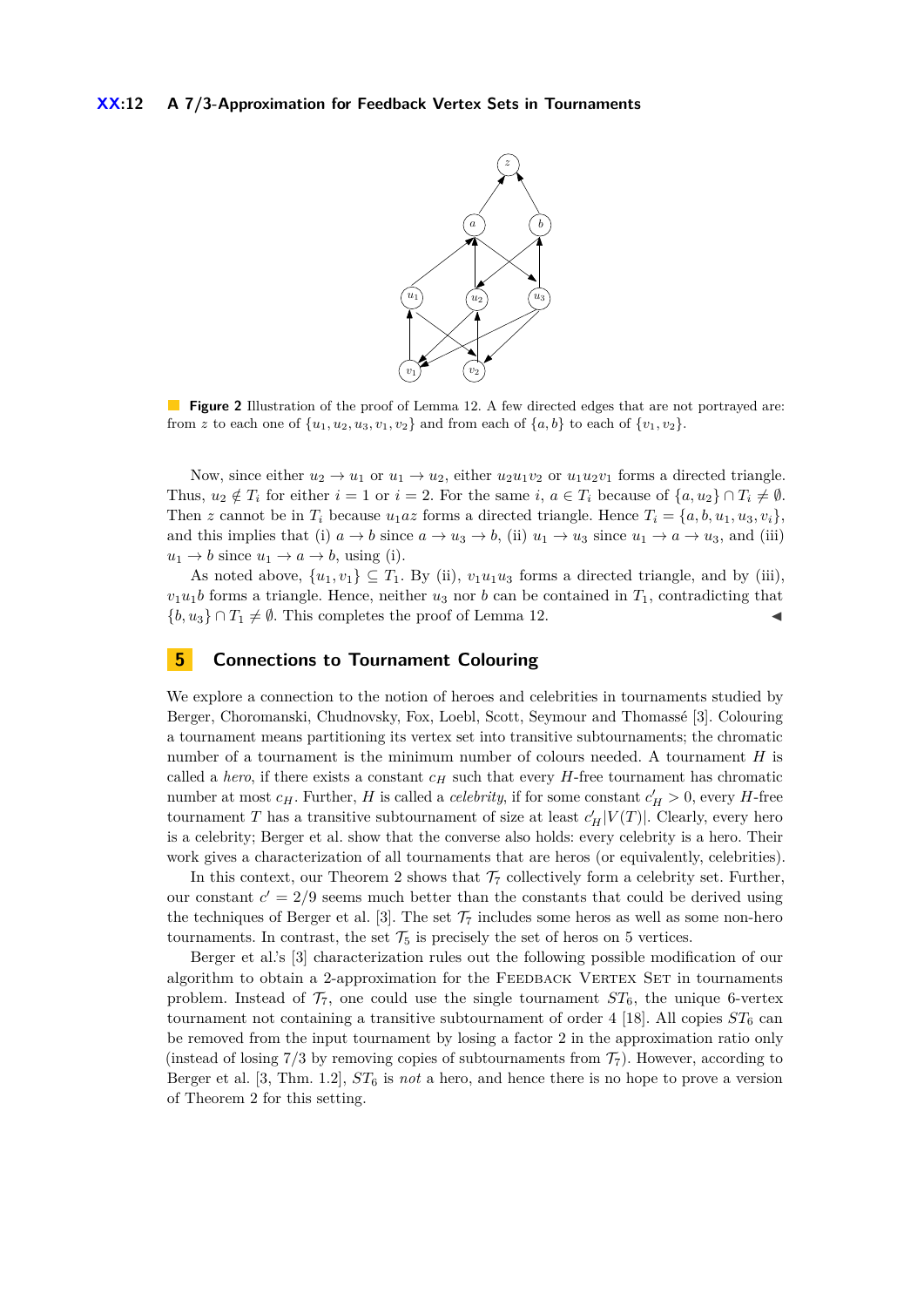**Figure 2** Illustration of the proof of Lemma 12. A few directed edges that are not portrayed are: from $z$ to each one of $\{u_1, u_2, u_3, v_1, v_2\}$ and from each of $\{a, b\}$ to each of $\{v_1, v_2\}$.

Now, since either $u_2 \to u_1$ or $u_1 \to u_2$, either $u_2 u_1 v_2$ or $u_1 u_2 v_1$ forms a directed triangle. Thus, $u_2 \notin T_i$ for either $i = 1$ or $i = 2$. For the same $i$, $a \in T_i$ because of $\{a, u_2\} \cap T_i \neq \emptyset$. Then $z$ cannot be in $T_i$ because $u_1 a z$ forms a directed triangle. Hence $T_i = \{a, b, u_1, u_3, v_i\}$, and this implies that (i) $a \to b$ since $a \to u_3 \to b$, (ii) $u_1 \to u_3$ since $u_1 \to a \to u_3$, and (iii) $u_1 \to b$ since $u_1 \to a \to b$, using (i).

As noted above, $\{u_1, v_1\} \subseteq T_1$. By (ii), $v_1 u_1 u_3$ forms a directed triangle, and by (iii), $v_1 u_1 b$ forms a triangle. Hence, neither $u_3$ nor $b$ can be contained in $T_1$, contradicting that $\{b, u_3\} \cap T_1 \neq \emptyset$. This completes the proof of Lemma 12. ◀

## 5 Connections to Tournament Colouring

We explore a connection to the notion of heroes and celebrities in tournaments studied by Berger, Choromanski, Chudnovsky, Fox, Loebl, Scott, Seymour and Thomassé [3]. Colouring a tournament means partitioning its vertex set into transitive subtournaments; the chromatic number of a tournament is the minimum number of colours needed. A tournament $H$ is called a *hero*, if there exists a constant $c_H$ such that every $H$-free tournament has chromatic number at most $c_H$. Further, $H$ is called a *celebrity*, if for some constant $c'_H > 0$, every $H$-free tournament $T$ has a transitive subtournament of size at least $c'_H |V(T)|$. Clearly, every hero is a celebrity; Berger et al. show that the converse also holds: every celebrity is a hero. Their work gives a characterization of all tournaments that are heros (or equivalently, celebrities).

In this context, our Theorem 2 shows that $\mathcal{T}_7$ collectively form a celebrity set. Further, our constant $c' = 2/9$ seems much better than the constants that could be derived using the techniques of Berger et al. [3]. The set $\mathcal{T}_7$ includes some heros as well as some non-hero tournaments. In contrast, the set $\mathcal{T}_5$ is precisely the set of heros on 5 vertices.

Berger et al.'s [3] characterization rules out the following possible modification of our algorithm to obtain a 2-approximation for the Feedback Vertex Set in tournaments problem. Instead of $\mathcal{T}_7$, one could use the single tournament $ST_6$, the unique 6-vertex tournament not containing a transitive subtournament of order 4 [18]. All copies $ST_6$ can be removed from the input tournament by losing a factor 2 in the approximation ratio only (instead of losing 7/3 by removing copies of subtournaments from $\mathcal{T}_7$). However, according to Berger et al. [3, Thm. 1.2], $ST_6$ is *not* a hero, and hence there is no hope to prove a version of Theorem 2 for this setting.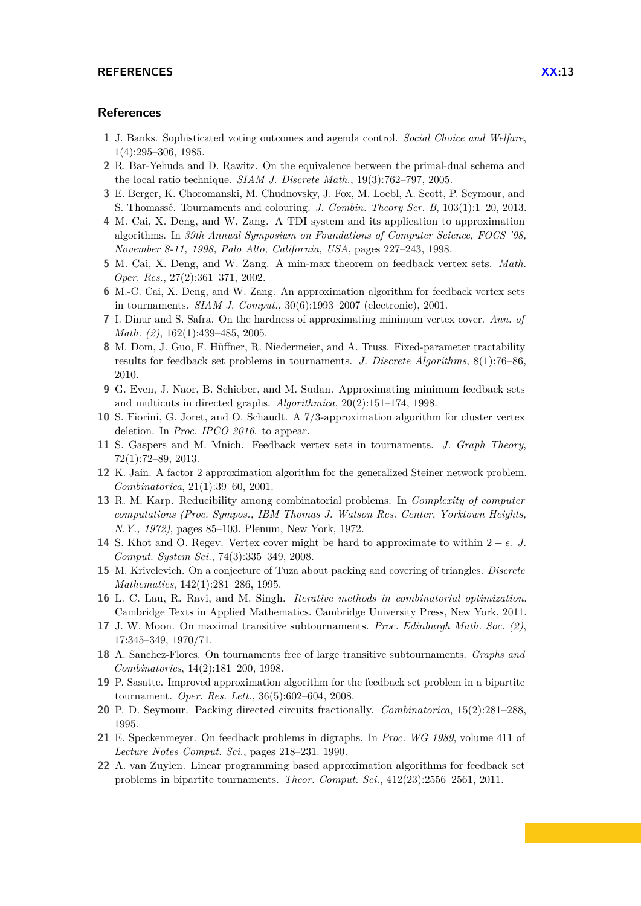## References

1. J. Banks. Sophisticated voting outcomes and agenda control. *Social Choice and Welfare*, 1(4):295–306, 1985.
2. R. Bar-Yehuda and D. Rawitz. On the equivalence between the primal-dual schema and the local ratio technique. *SIAM J. Discrete Math.*, 19(3):762–797, 2005.
3. E. Berger, K. Choromanski, M. Chudnovsky, J. Fox, M. Loebl, A. Scott, P. Seymour, and S. Thomassé. Tournaments and colouring. *J. Combin. Theory Ser. B*, 103(1):1–20, 2013.
4. M. Cai, X. Deng, and W. Zang. A TDI system and its application to approximation algorithms. In *39th Annual Symposium on Foundations of Computer Science, FOCS '98, November 8-11, 1998, Palo Alto, California, USA*, pages 227–243, 1998.
5. M. Cai, X. Deng, and W. Zang. A min-max theorem on feedback vertex sets. *Math. Oper. Res.*, 27(2):361–371, 2002.
6. M.-C. Cai, X. Deng, and W. Zang. An approximation algorithm for feedback vertex sets in tournaments. *SIAM J. Comput.*, 30(6):1993–2007 (electronic), 2001.
7. I. Dinur and S. Safra. On the hardness of approximating minimum vertex cover. *Ann. of Math. (2)*, 162(1):439–485, 2005.
8. M. Dom, J. Guo, F. Hüffner, R. Niedermeier, and A. Truss. Fixed-parameter tractability results for feedback set problems in tournaments. *J. Discrete Algorithms*, 8(1):76–86, 2010.
9. G. Even, J. Naor, B. Schieber, and M. Sudan. Approximating minimum feedback sets and multicuts in directed graphs. *Algorithmica*, 20(2):151–174, 1998.
10. S. Fiorini, G. Joret, and O. Schaudt. A 7/3-approximation algorithm for cluster vertex deletion. In *Proc. IPCO 2016*. to appear.
11. S. Gaspers and M. Mnich. Feedback vertex sets in tournaments. *J. Graph Theory*, 72(1):72–89, 2013.
12. K. Jain. A factor 2 approximation algorithm for the generalized Steiner network problem. *Combinatorica*, 21(1):39–60, 2001.
13. R. M. Karp. Reducibility among combinatorial problems. In *Complexity of computer computations (Proc. Sympos., IBM Thomas J. Watson Res. Center, Yorktown Heights, N.Y., 1972)*, pages 85–103. Plenum, New York, 1972.
14. S. Khot and O. Regev. Vertex cover might be hard to approximate to within $2 - \epsilon$. *J. Comput. System Sci.*, 74(3):335–349, 2008.
15. M. Krivelevich. On a conjecture of Tuza about packing and covering of triangles. *Discrete Mathematics*, 142(1):281–286, 1995.
16. L. C. Lau, R. Ravi, and M. Singh. *Iterative methods in combinatorial optimization*. Cambridge Texts in Applied Mathematics. Cambridge University Press, New York, 2011.
17. J. W. Moon. On maximal transitive subtournaments. *Proc. Edinburgh Math. Soc. (2)*, 17:345–349, 1970/71.
18. A. Sanchez-Flores. On tournaments free of large transitive subtournaments. *Graphs and Combinatorics*, 14(2):181–200, 1998.
19. P. Sasatte. Improved approximation algorithm for the feedback set problem in a bipartite tournament. *Oper. Res. Lett.*, 36(5):602–604, 2008.
20. P. D. Seymour. Packing directed circuits fractionally. *Combinatorica*, 15(2):281–288, 1995.
21. E. Speckenmeyer. On feedback problems in digraphs. In *Proc. WG 1989*, volume 411 of *Lecture Notes Comput. Sci.*, pages 218–231. 1990.
22. A. van Zuylen. Linear programming based approximation algorithms for feedback set problems in bipartite tournaments. *Theor. Comput. Sci.*, 412(23):2556–2561, 2011.